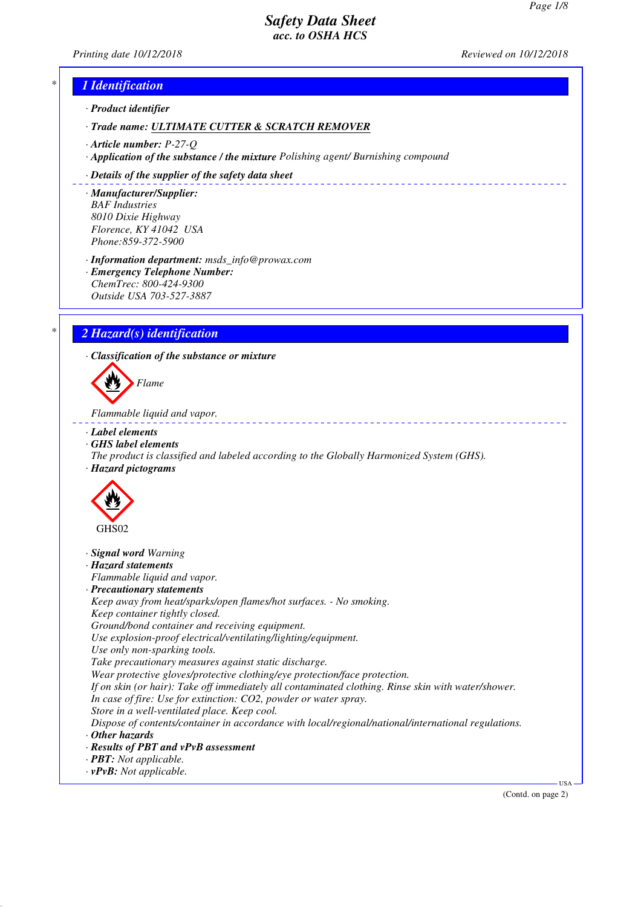# Safety Data Sheet
## acc. to OSHA HCS

Printing date 10/12/2018 Reviewed on 10/12/2018

## 1 Identification

- **Product identifier**
- **Trade name:** **ULTIMATE CUTTER & SCRATCH REMOVER**
- **Article number:** P-27-Q
- **Application of the substance / the mixture** Polishing agent/ Burnishing compound
- **Details of the supplier of the safety data sheet**
- **Manufacturer/Supplier:**
  BAF Industries
  8010 Dixie Highway
  Florence, KY 41042 USA
  Phone:859-372-5900
- **Information department:** msds_info@prowax.com
- **Emergency Telephone Number:**
  ChemTrec: 800-424-9300
  Outside USA 703-527-3887

## 2 Hazard(s) identification

- **Classification of the substance or mixture**

  Flame

  Flammable liquid and vapor.

- **Label elements**
- **GHS label elements**
  The product is classified and labeled according to the Globally Harmonized System (GHS).
- **Hazard pictograms**

  GHS02

- **Signal word** Warning
- **Hazard statements**
  Flammable liquid and vapor.
- **Precautionary statements**
  Keep away from heat/sparks/open flames/hot surfaces. - No smoking.
  Keep container tightly closed.
  Ground/bond container and receiving equipment.
  Use explosion-proof electrical/ventilating/lighting/equipment.
  Use only non-sparking tools.
  Take precautionary measures against static discharge.
  Wear protective gloves/protective clothing/eye protection/face protection.
  If on skin (or hair): Take off immediately all contaminated clothing. Rinse skin with water/shower.
  In case of fire: Use for extinction: $CO_2$, powder or water spray.
  Store in a well-ventilated place. Keep cool.
  Dispose of contents/container in accordance with local/regional/national/international regulations.
- **Other hazards**
- **Results of PBT and vPvB assessment**
- **PBT:** Not applicable.
- **vPvB:** Not applicable.

(Contd. on page 2)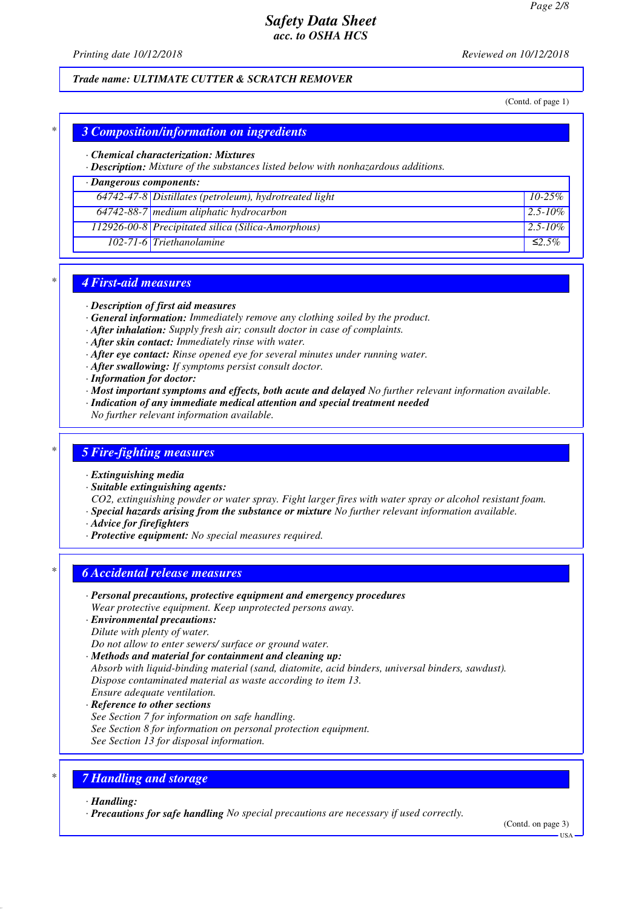**Trade name: ULTIMATE CUTTER & SCRATCH REMOVER**

(Contd. of page 1)

## 3 Composition/information on ingredients

· **Chemical characterization: Mixtures**
· **Description:** Mixture of the substances listed below with nonhazardous additions.

| · Dangerous components: | | |
|---|---|---|
| 64742-47-8 | Distillates (petroleum), hydrotreated light | 10-25% |
| 64742-88-7 | medium aliphatic hydrocarbon | 2.5-10% |
| 112926-00-8 | Precipitated silica (Silica-Amorphous) | 2.5-10% |
| 102-71-6 | Triethanolamine | ≤2.5% |

## 4 First-aid measures

· **Description of first aid measures**
· **General information:** Immediately remove any clothing soiled by the product.
· **After inhalation:** Supply fresh air; consult doctor in case of complaints.
· **After skin contact:** Immediately rinse with water.
· **After eye contact:** Rinse opened eye for several minutes under running water.
· **After swallowing:** If symptoms persist consult doctor.
· **Information for doctor:**
· **Most important symptoms and effects, both acute and delayed** No further relevant information available.
· **Indication of any immediate medical attention and special treatment needed**
No further relevant information available.

## 5 Fire-fighting measures

· **Extinguishing media**
· **Suitable extinguishing agents:**
CO2, extinguishing powder or water spray. Fight larger fires with water spray or alcohol resistant foam.
· **Special hazards arising from the substance or mixture** No further relevant information available.
· **Advice for firefighters**
· **Protective equipment:** No special measures required.

## 6 Accidental release measures

· **Personal precautions, protective equipment and emergency procedures**
Wear protective equipment. Keep unprotected persons away.
· **Environmental precautions:**
Dilute with plenty of water.
Do not allow to enter sewers/ surface or ground water.
· **Methods and material for containment and cleaning up:**
Absorb with liquid-binding material (sand, diatomite, acid binders, universal binders, sawdust).
Dispose contaminated material as waste according to item 13.
Ensure adequate ventilation.
· **Reference to other sections**
See Section 7 for information on safe handling.
See Section 8 for information on personal protection equipment.
See Section 13 for disposal information.

## 7 Handling and storage

· **Handling:**
· **Precautions for safe handling** No special precautions are necessary if used correctly.

(Contd. on page 3)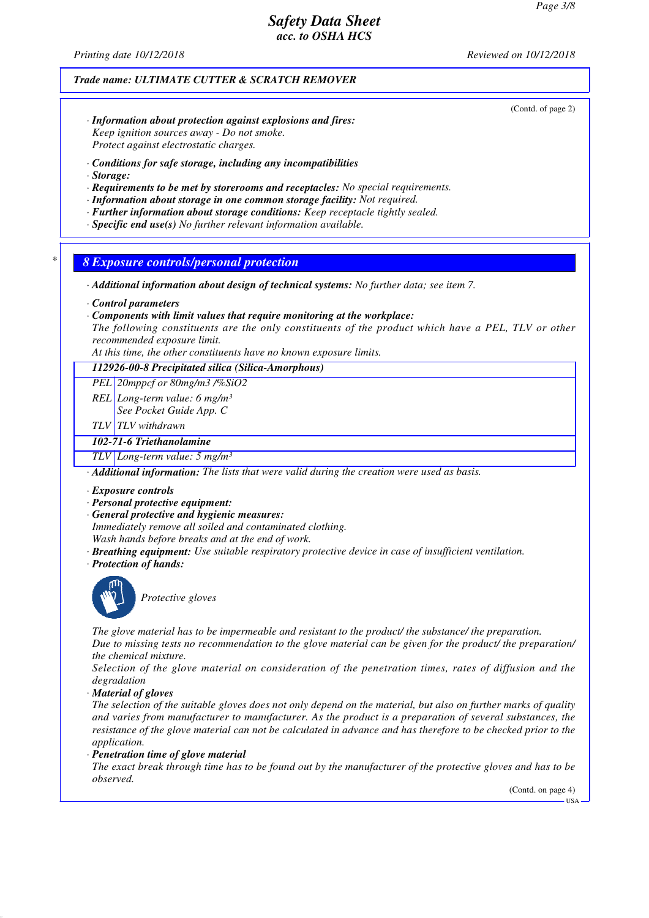*Trade name: ULTIMATE CUTTER & SCRATCH REMOVER*

(Contd. of page 2)

· ***Information about protection against explosions and fires:***
*Keep ignition sources away - Do not smoke.*
*Protect against electrostatic charges.*

· ***Conditions for safe storage, including any incompatibilities***
· ***Storage:***
· ***Requirements to be met by storerooms and receptacles:*** *No special requirements.*
· ***Information about storage in one common storage facility:*** *Not required.*
· ***Further information about storage conditions:*** *Keep receptacle tightly sealed.*
· ***Specific end use(s)*** *No further relevant information available.*

## 8 Exposure controls/personal protection

· ***Additional information about design of technical systems:*** *No further data; see item 7.*

· ***Control parameters***
· ***Components with limit values that require monitoring at the workplace:***
*The following constituents are the only constituents of the product which have a PEL, TLV or other recommended exposure limit.*
*At this time, the other constituents have no known exposure limits.*

| ***112926-00-8 Precipitated silica (Silica-Amorphous)*** | |
|---|---|
| *PEL* | *20mppcf or 80mg/m3 /%SiO2* |
| *REL* | *Long-term value: 6 mg/m³*<br>*See Pocket Guide App. C* |
| *TLV* | *TLV withdrawn* |
| ***102-71-6 Triethanolamine*** | |
| *TLV* | *Long-term value: 5 mg/m³* |

· ***Additional information:*** *The lists that were valid during the creation were used as basis.*

· ***Exposure controls***
· ***Personal protective equipment:***
· ***General protective and hygienic measures:***
*Immediately remove all soiled and contaminated clothing.*
*Wash hands before breaks and at the end of work.*
· ***Breathing equipment:*** *Use suitable respiratory protective device in case of insufficient ventilation.*
· ***Protection of hands:***

*Protective gloves*

*The glove material has to be impermeable and resistant to the product/ the substance/ the preparation.*
*Due to missing tests no recommendation to the glove material can be given for the product/ the preparation/ the chemical mixture.*
*Selection of the glove material on consideration of the penetration times, rates of diffusion and the degradation*
· ***Material of gloves***
*The selection of the suitable gloves does not only depend on the material, but also on further marks of quality and varies from manufacturer to manufacturer. As the product is a preparation of several substances, the resistance of the glove material can not be calculated in advance and has therefore to be checked prior to the application.*
· ***Penetration time of glove material***
*The exact break through time has to be found out by the manufacturer of the protective gloves and has to be observed.*

(Contd. on page 4)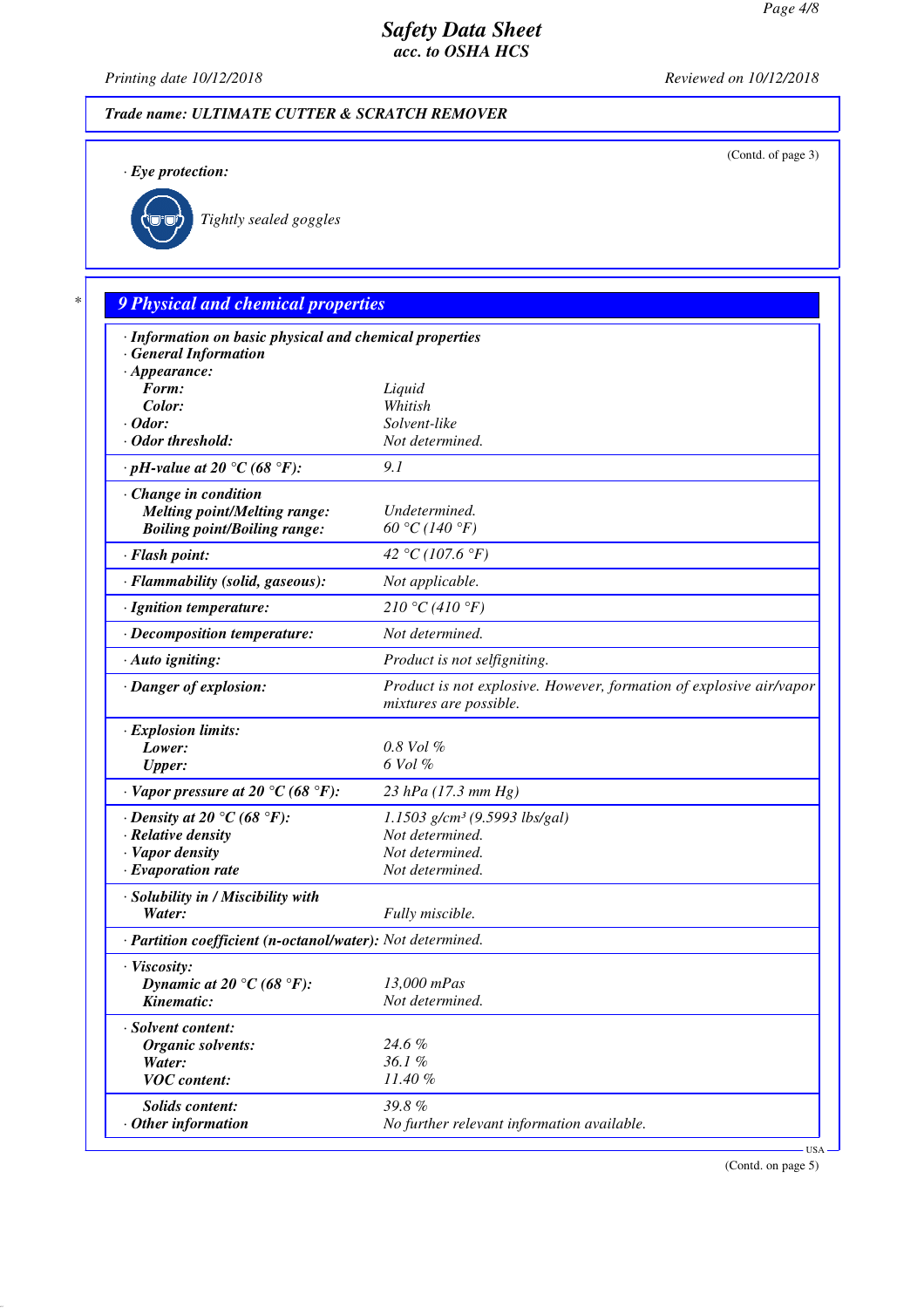Trade name: ULTIMATE CUTTER & SCRATCH REMOVER

(Contd. of page 3)

· **Eye protection:**

*Tightly sealed goggles*

## 9 Physical and chemical properties

| Property | Value |
|---|---|
| · **Information on basic physical and chemical properties** | |
| · **General Information** | |
| · **Appearance:** | |
| **Form:** | Liquid |
| **Color:** | Whitish |
| · **Odor:** | Solvent-like |
| · **Odor threshold:** | Not determined. |
| · **pH-value at 20 °C (68 °F):** | 9.1 |
| · **Change in condition** | |
| **Melting point/Melting range:** | Undetermined. |
| **Boiling point/Boiling range:** | 60 °C (140 °F) |
| · **Flash point:** | 42 °C (107.6 °F) |
| · **Flammability (solid, gaseous):** | Not applicable. |
| · **Ignition temperature:** | 210 °C (410 °F) |
| · **Decomposition temperature:** | Not determined. |
| · **Auto igniting:** | Product is not selfigniting. |
| · **Danger of explosion:** | Product is not explosive. However, formation of explosive air/vapor mixtures are possible. |
| · **Explosion limits:** | |
| **Lower:** | 0.8 Vol % |
| **Upper:** | 6 Vol % |
| · **Vapor pressure at 20 °C (68 °F):** | 23 hPa (17.3 mm Hg) |
| · **Density at 20 °C (68 °F):** | 1.1503 g/cm³ (9.5993 lbs/gal) |
| · **Relative density** | Not determined. |
| · **Vapor density** | Not determined. |
| · **Evaporation rate** | Not determined. |
| · **Solubility in / Miscibility with** | |
| **Water:** | Fully miscible. |
| · **Partition coefficient (n-octanol/water):** | Not determined. |
| · **Viscosity:** | |
| **Dynamic at 20 °C (68 °F):** | 13,000 mPas |
| **Kinematic:** | Not determined. |
| · **Solvent content:** | |
| **Organic solvents:** | 24.6 % |
| **Water:** | 36.1 % |
| **VOC content:** | 11.40 % |
| **Solids content:** | 39.8 % |
| · **Other information** | No further relevant information available. |

(Contd. on page 5)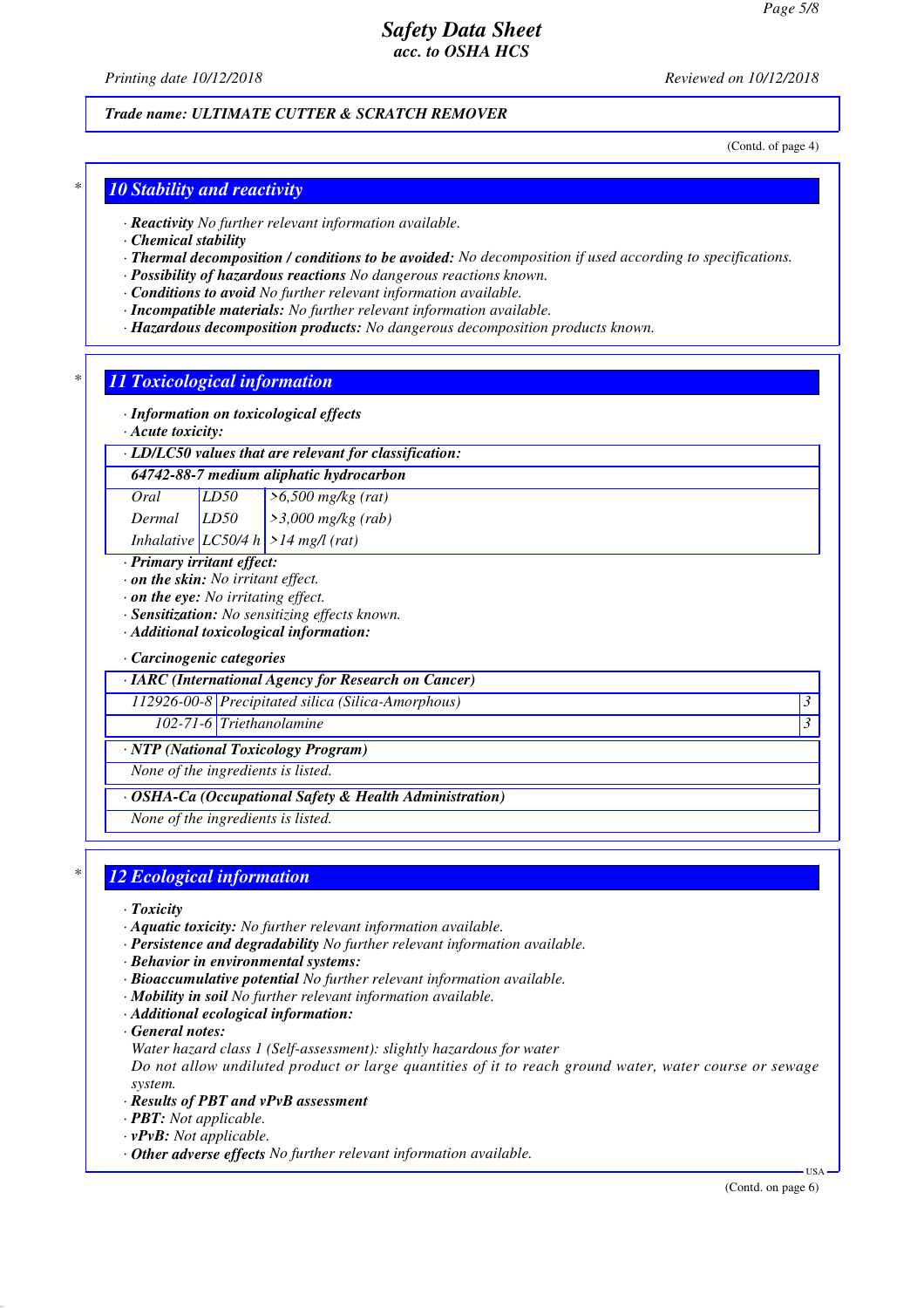(Contd. of page 4)

## 10 Stability and reactivity

· **Reactivity** No further relevant information available.
· **Chemical stability**
· **Thermal decomposition / conditions to be avoided:** No decomposition if used according to specifications.
· **Possibility of hazardous reactions** No dangerous reactions known.
· **Conditions to avoid** No further relevant information available.
· **Incompatible materials:** No further relevant information available.
· **Hazardous decomposition products:** No dangerous decomposition products known.

## 11 Toxicological information

· **Information on toxicological effects**
· **Acute toxicity:**

| · LD/LC50 values that are relevant for classification: | | |
|---|---|---|
| **64742-88-7 medium aliphatic hydrocarbon** | | |
| Oral | LD50 | >6,500 mg/kg (rat) |
| Dermal | LD50 | >3,000 mg/kg (rab) |
| Inhalative | LC50/4 h | >14 mg/l (rat) |

· **Primary irritant effect:**
· **on the skin:** No irritant effect.
· **on the eye:** No irritating effect.
· **Sensitization:** No sensitizing effects known.
· **Additional toxicological information:**

· **Carcinogenic categories**

| · IARC (International Agency for Research on Cancer) | | |
|---|---|---|
| 112926-00-8 | Precipitated silica (Silica-Amorphous) | 3 |
| 102-71-6 | Triethanolamine | 3 |

· **NTP (National Toxicology Program)**

None of the ingredients is listed.

· **OSHA-Ca (Occupational Safety & Health Administration)**

None of the ingredients is listed.

## 12 Ecological information

· **Toxicity**
· **Aquatic toxicity:** No further relevant information available.
· **Persistence and degradability** No further relevant information available.
· **Behavior in environmental systems:**
· **Bioaccumulative potential** No further relevant information available.
· **Mobility in soil** No further relevant information available.
· **Additional ecological information:**
· **General notes:**
Water hazard class 1 (Self-assessment): slightly hazardous for water
Do not allow undiluted product or large quantities of it to reach ground water, water course or sewage system.
· **Results of PBT and vPvB assessment**
· **PBT:** Not applicable.
· **vPvB:** Not applicable.
· **Other adverse effects** No further relevant information available.

(Contd. on page 6)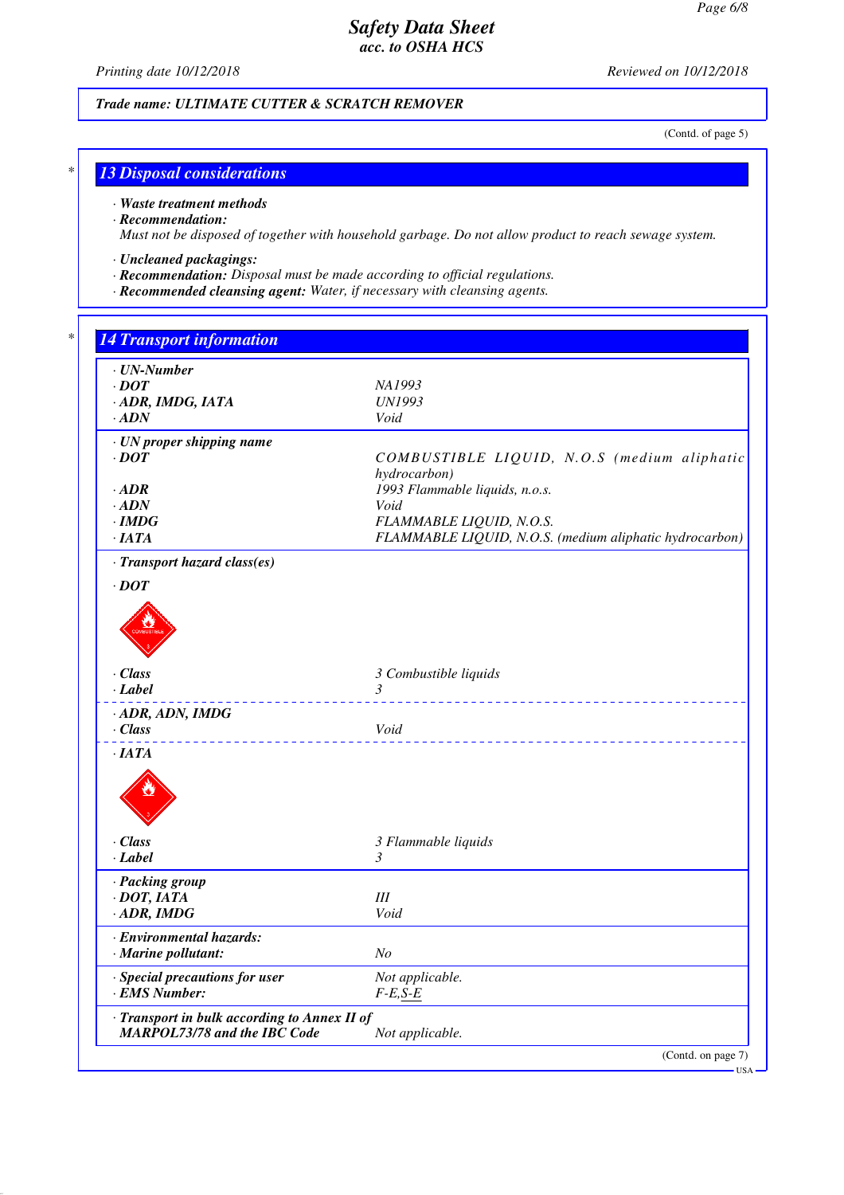**Trade name: ULTIMATE CUTTER & SCRATCH REMOVER**

(Contd. of page 5)

## 13 Disposal considerations

- **Waste treatment methods**
- **Recommendation:**
  Must not be disposed of together with household garbage. Do not allow product to reach sewage system.
- **Uncleaned packagings:**
- **Recommendation:** Disposal must be made according to official regulations.
- **Recommended cleansing agent:** Water, if necessary with cleansing agents.

## 14 Transport information

| | |
|---|---|
| **· UN-Number** | |
| **· DOT** | NA1993 |
| **· ADR, IMDG, IATA** | UN1993 |
| **· ADN** | Void |
| **· UN proper shipping name** | |
| **· DOT** | COMBUSTIBLE LIQUID, N.O.S (medium aliphatic hydrocarbon) |
| **· ADR** | 1993 Flammable liquids, n.o.s. |
| **· ADN** | Void |
| **· IMDG** | FLAMMABLE LIQUID, N.O.S. |
| **· IATA** | FLAMMABLE LIQUID, N.O.S. (medium aliphatic hydrocarbon) |
| **· Transport hazard class(es)** | |
| **· DOT** | |
| **· Class** | 3 Combustible liquids |
| **· Label** | 3 |
| **· ADR, ADN, IMDG** | |
| **· Class** | Void |
| **· IATA** | |
| **· Class** | 3 Flammable liquids |
| **· Label** | 3 |
| **· Packing group** | |
| **· DOT, IATA** | III |
| **· ADR, IMDG** | Void |
| **· Environmental hazards:** | |
| **· Marine pollutant:** | No |
| **· Special precautions for user** | Not applicable. |
| **· EMS Number:** | F-E,S-E |
| **· Transport in bulk according to Annex II of MARPOL73/78 and the IBC Code** | Not applicable. |

(Contd. on page 7)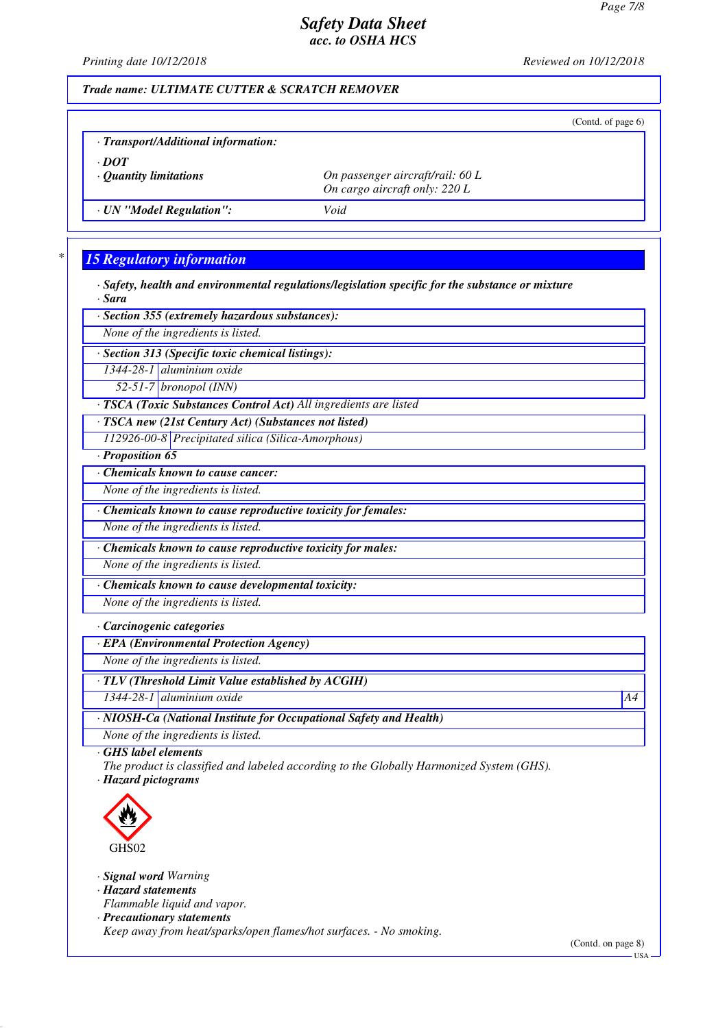*Safety Data Sheet*
*acc. to OSHA HCS*

Printing date 10/12/2018 Reviewed on 10/12/2018

**Trade name: ULTIMATE CUTTER & SCRATCH REMOVER**

(Contd. of page 6)

· **Transport/Additional information:**

· **DOT**

| · Quantity limitations | On passenger aircraft/rail: 60 L<br>On cargo aircraft only: 220 L |
|---|---|
| · UN "Model Regulation": | Void |

## 15 Regulatory information

· **Safety, health and environmental regulations/legislation specific for the substance or mixture**
· **Sara**

· **Section 355 (extremely hazardous substances):**
None of the ingredients is listed.

· **Section 313 (Specific toxic chemical listings):**

| 1344-28-1 | aluminium oxide |
|---|---|
| 52-51-7 | bronopol (INN) |

· **TSCA (Toxic Substances Control Act)** All ingredients are listed

· **TSCA new (21st Century Act) (Substances not listed)**

| 112926-00-8 | Precipitated silica (Silica-Amorphous) |
|---|---|

· **Proposition 65**

· **Chemicals known to cause cancer:**
None of the ingredients is listed.

· **Chemicals known to cause reproductive toxicity for females:**
None of the ingredients is listed.

· **Chemicals known to cause reproductive toxicity for males:**
None of the ingredients is listed.

· **Chemicals known to cause developmental toxicity:**
None of the ingredients is listed.

· **Carcinogenic categories**

· **EPA (Environmental Protection Agency)**
None of the ingredients is listed.

· **TLV (Threshold Limit Value established by ACGIH)**

| 1344-28-1 | aluminium oxide | A4 |
|---|---|---|

· **NIOSH-Ca (National Institute for Occupational Safety and Health)**
None of the ingredients is listed.

· **GHS label elements**
The product is classified and labeled according to the Globally Harmonized System (GHS).

· **Hazard pictograms**

GHS02

· **Signal word** Warning

· **Hazard statements**
Flammable liquid and vapor.

· **Precautionary statements**
Keep away from heat/sparks/open flames/hot surfaces. - No smoking.

(Contd. on page 8)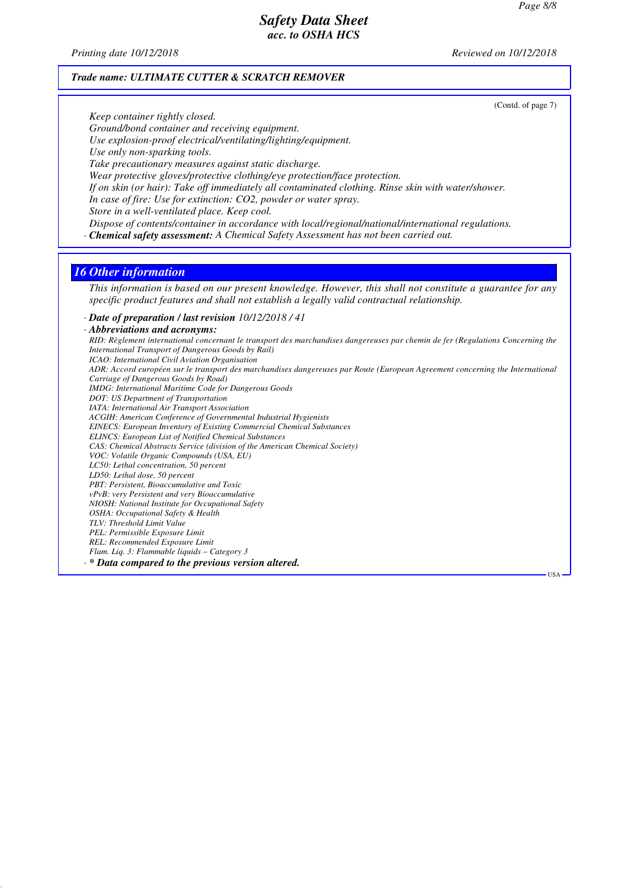(Contd. of page 7)

*Keep container tightly closed.*
*Ground/bond container and receiving equipment.*
*Use explosion-proof electrical/ventilating/lighting/equipment.*
*Use only non-sparking tools.*
*Take precautionary measures against static discharge.*
*Wear protective gloves/protective clothing/eye protection/face protection.*
*If on skin (or hair): Take off immediately all contaminated clothing. Rinse skin with water/shower.*
*In case of fire: Use for extinction: CO2, powder or water spray.*
*Store in a well-ventilated place. Keep cool.*
*Dispose of contents/container in accordance with local/regional/national/international regulations.*

· ***Chemical safety assessment:*** *A Chemical Safety Assessment has not been carried out.*

## 16 Other information

*This information is based on our present knowledge. However, this shall not constitute a guarantee for any specific product features and shall not establish a legally valid contractual relationship.*

· ***Date of preparation / last revision*** *10/12/2018 / 41*

· ***Abbreviations and acronyms:***

*RID: Règlement international concernant le transport des marchandises dangereuses par chemin de fer (Regulations Concerning the International Transport of Dangerous Goods by Rail)*
*ICAO: International Civil Aviation Organisation*
*ADR: Accord européen sur le transport des marchandises dangereuses par Route (European Agreement concerning the International Carriage of Dangerous Goods by Road)*
*IMDG: International Maritime Code for Dangerous Goods*
*DOT: US Department of Transportation*
*IATA: International Air Transport Association*
*ACGIH: American Conference of Governmental Industrial Hygienists*
*EINECS: European Inventory of Existing Commercial Chemical Substances*
*ELINCS: European List of Notified Chemical Substances*
*CAS: Chemical Abstracts Service (division of the American Chemical Society)*
*VOC: Volatile Organic Compounds (USA, EU)*
*LC50: Lethal concentration, 50 percent*
*LD50: Lethal dose, 50 percent*
*PBT: Persistent, Bioaccumulative and Toxic*
*vPvB: very Persistent and very Bioaccumulative*
*NIOSH: National Institute for Occupational Safety*
*OSHA: Occupational Safety & Health*
*TLV: Threshold Limit Value*
*PEL: Permissible Exposure Limit*
*REL: Recommended Exposure Limit*
*Flam. Liq. 3: Flammable liquids – Category 3*

· ***\* Data compared to the previous version altered.***

USA